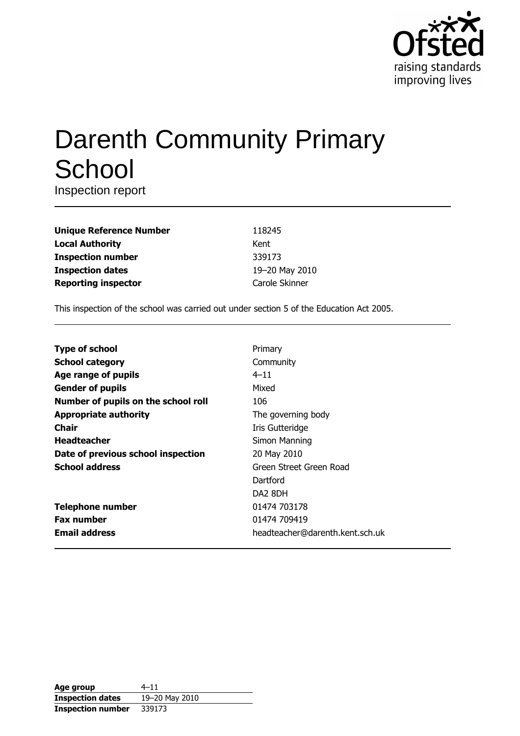# Darenth Community Primary School

Inspection report

| | |
|---|---|
| **Unique Reference Number** | 118245 |
| **Local Authority** | Kent |
| **Inspection number** | 339173 |
| **Inspection dates** | 19–20 May 2010 |
| **Reporting inspector** | Carole Skinner |

This inspection of the school was carried out under section 5 of the Education Act 2005.

| | |
|---|---|
| **Type of school** | Primary |
| **School category** | Community |
| **Age range of pupils** | 4–11 |
| **Gender of pupils** | Mixed |
| **Number of pupils on the school roll** | 106 |
| **Appropriate authority** | The governing body |
| **Chair** | Iris Gutteridge |
| **Headteacher** | Simon Manning |
| **Date of previous school inspection** | 20 May 2010 |
| **School address** | Green Street Green Road<br>Dartford<br>DA2 8DH |
| **Telephone number** | 01474 703178 |
| **Fax number** | 01474 709419 |
| **Email address** | headteacher@darenth.kent.sch.uk |

| | |
|---|---|
| **Age group** | 4–11 |
| **Inspection dates** | 19–20 May 2010 |
| **Inspection number** | 339173 |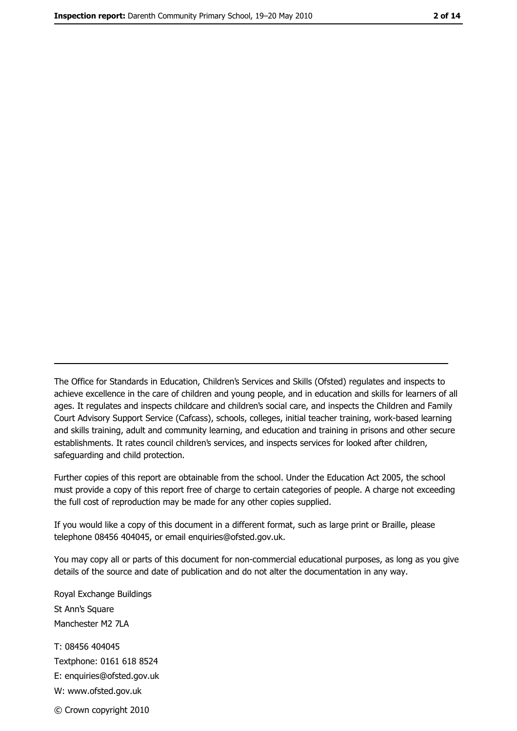---

The Office for Standards in Education, Children's Services and Skills (Ofsted) regulates and inspects to achieve excellence in the care of children and young people, and in education and skills for learners of all ages. It regulates and inspects childcare and children's social care, and inspects the Children and Family Court Advisory Support Service (Cafcass), schools, colleges, initial teacher training, work-based learning and skills training, adult and community learning, and education and training in prisons and other secure establishments. It rates council children's services, and inspects services for looked after children, safeguarding and child protection.

Further copies of this report are obtainable from the school. Under the Education Act 2005, the school must provide a copy of this report free of charge to certain categories of people. A charge not exceeding the full cost of reproduction may be made for any other copies supplied.

If you would like a copy of this document in a different format, such as large print or Braille, please telephone 08456 404045, or email enquiries@ofsted.gov.uk.

You may copy all or parts of this document for non-commercial educational purposes, as long as you give details of the source and date of publication and do not alter the documentation in any way.

Royal Exchange Buildings
St Ann's Square
Manchester M2 7LA

T: 08456 404045
Textphone: 0161 618 8524
E: enquiries@ofsted.gov.uk
W: www.ofsted.gov.uk

© Crown copyright 2010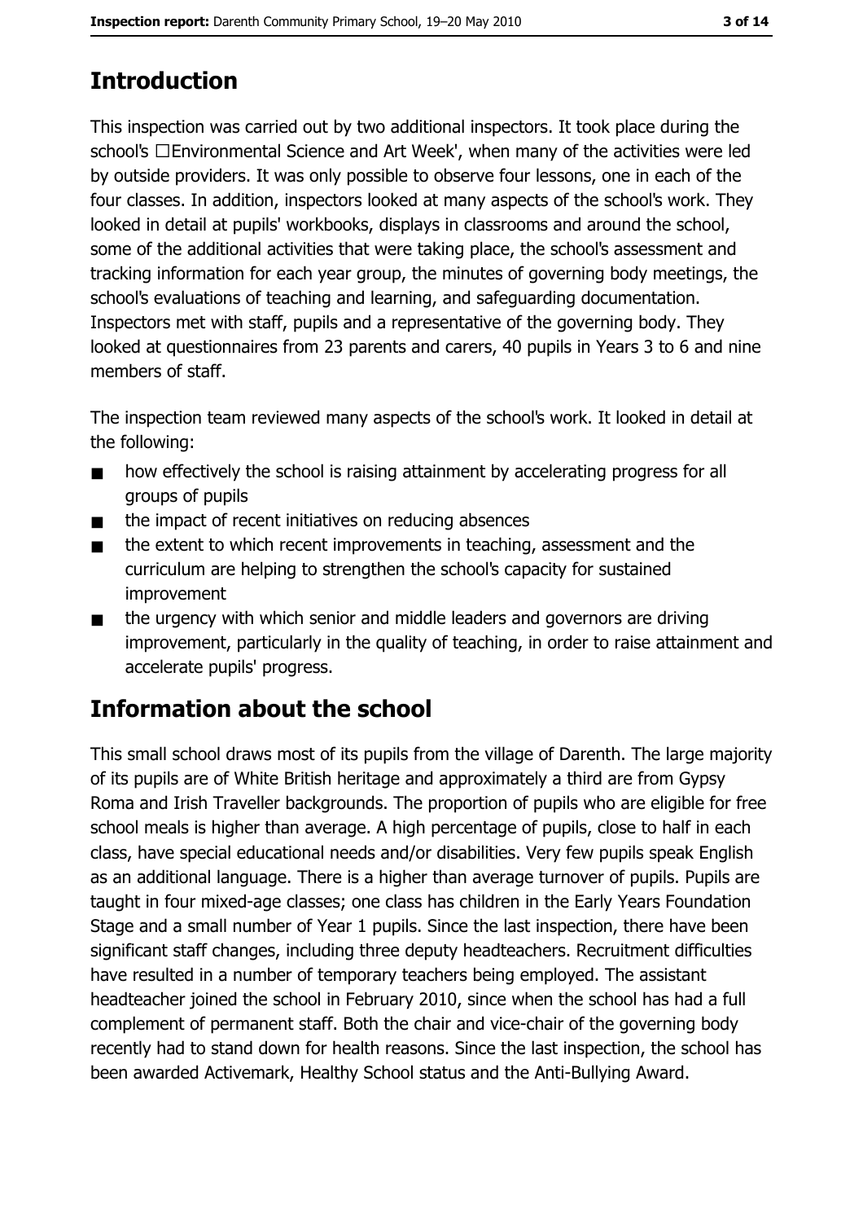## Introduction

This inspection was carried out by two additional inspectors. It took place during the school's □Environmental Science and Art Week', when many of the activities were led by outside providers. It was only possible to observe four lessons, one in each of the four classes. In addition, inspectors looked at many aspects of the school's work. They looked in detail at pupils' workbooks, displays in classrooms and around the school, some of the additional activities that were taking place, the school's assessment and tracking information for each year group, the minutes of governing body meetings, the school's evaluations of teaching and learning, and safeguarding documentation. Inspectors met with staff, pupils and a representative of the governing body. They looked at questionnaires from 23 parents and carers, 40 pupils in Years 3 to 6 and nine members of staff.

The inspection team reviewed many aspects of the school's work. It looked in detail at the following:

- how effectively the school is raising attainment by accelerating progress for all groups of pupils
- the impact of recent initiatives on reducing absences
- the extent to which recent improvements in teaching, assessment and the curriculum are helping to strengthen the school's capacity for sustained improvement
- the urgency with which senior and middle leaders and governors are driving improvement, particularly in the quality of teaching, in order to raise attainment and accelerate pupils' progress.

## Information about the school

This small school draws most of its pupils from the village of Darenth. The large majority of its pupils are of White British heritage and approximately a third are from Gypsy Roma and Irish Traveller backgrounds. The proportion of pupils who are eligible for free school meals is higher than average. A high percentage of pupils, close to half in each class, have special educational needs and/or disabilities. Very few pupils speak English as an additional language. There is a higher than average turnover of pupils. Pupils are taught in four mixed-age classes; one class has children in the Early Years Foundation Stage and a small number of Year 1 pupils. Since the last inspection, there have been significant staff changes, including three deputy headteachers. Recruitment difficulties have resulted in a number of temporary teachers being employed. The assistant headteacher joined the school in February 2010, since when the school has had a full complement of permanent staff. Both the chair and vice-chair of the governing body recently had to stand down for health reasons. Since the last inspection, the school has been awarded Activemark, Healthy School status and the Anti-Bullying Award.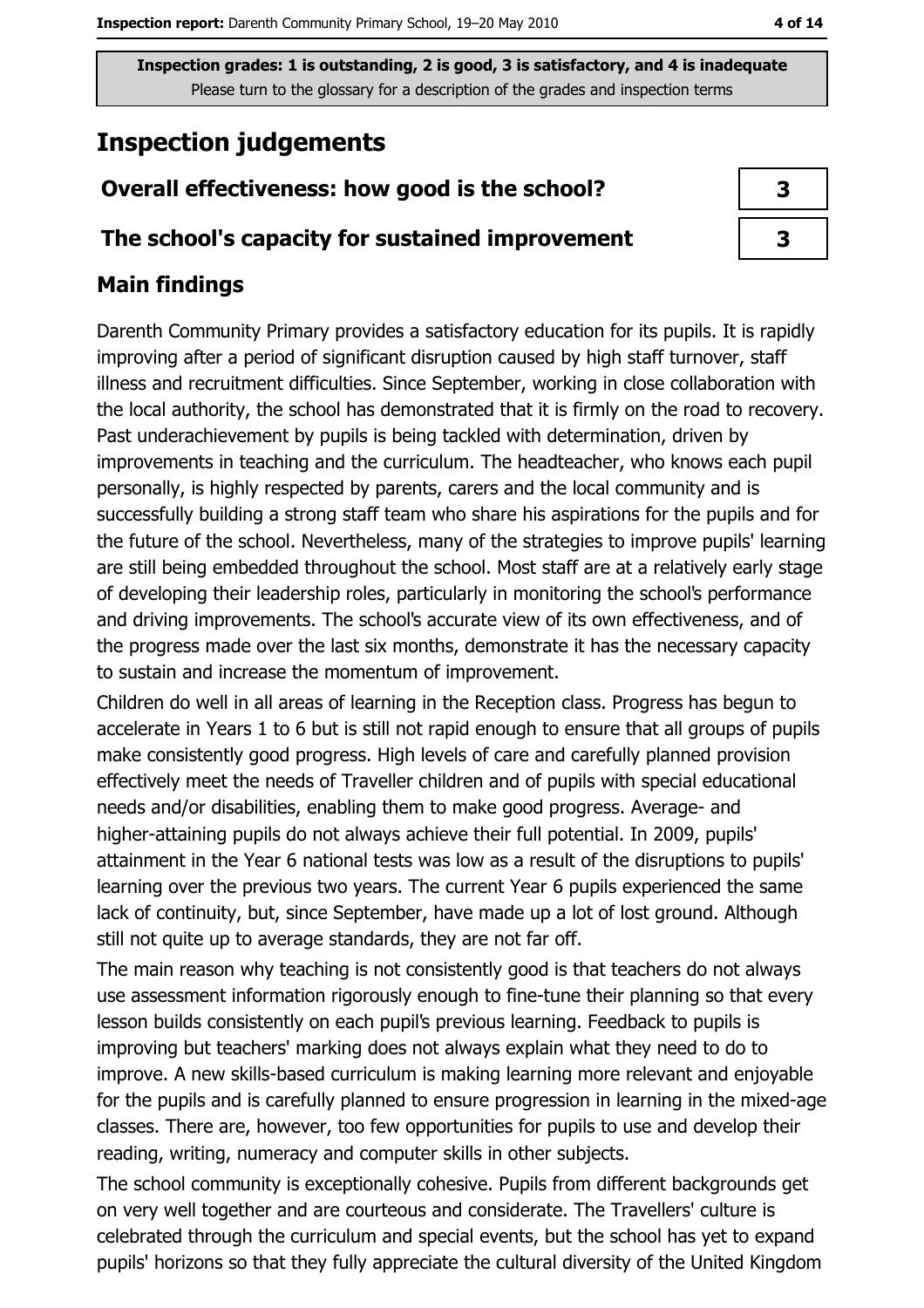Inspection grades: 1 is outstanding, 2 is good, 3 is satisfactory, and 4 is inadequate
Please turn to the glossary for a description of the grades and inspection terms

# Inspection judgements

| Overall effectiveness: how good is the school? | 3 |
| --- | --- |
| The school's capacity for sustained improvement | 3 |

## Main findings

Darenth Community Primary provides a satisfactory education for its pupils. It is rapidly improving after a period of significant disruption caused by high staff turnover, staff illness and recruitment difficulties. Since September, working in close collaboration with the local authority, the school has demonstrated that it is firmly on the road to recovery. Past underachievement by pupils is being tackled with determination, driven by improvements in teaching and the curriculum. The headteacher, who knows each pupil personally, is highly respected by parents, carers and the local community and is successfully building a strong staff team who share his aspirations for the pupils and for the future of the school. Nevertheless, many of the strategies to improve pupils' learning are still being embedded throughout the school. Most staff are at a relatively early stage of developing their leadership roles, particularly in monitoring the school's performance and driving improvements. The school's accurate view of its own effectiveness, and of the progress made over the last six months, demonstrate it has the necessary capacity to sustain and increase the momentum of improvement.

Children do well in all areas of learning in the Reception class. Progress has begun to accelerate in Years 1 to 6 but is still not rapid enough to ensure that all groups of pupils make consistently good progress. High levels of care and carefully planned provision effectively meet the needs of Traveller children and of pupils with special educational needs and/or disabilities, enabling them to make good progress. Average- and higher-attaining pupils do not always achieve their full potential. In 2009, pupils' attainment in the Year 6 national tests was low as a result of the disruptions to pupils' learning over the previous two years. The current Year 6 pupils experienced the same lack of continuity, but, since September, have made up a lot of lost ground. Although still not quite up to average standards, they are not far off.

The main reason why teaching is not consistently good is that teachers do not always use assessment information rigorously enough to fine-tune their planning so that every lesson builds consistently on each pupil's previous learning. Feedback to pupils is improving but teachers' marking does not always explain what they need to do to improve. A new skills-based curriculum is making learning more relevant and enjoyable for the pupils and is carefully planned to ensure progression in learning in the mixed-age classes. There are, however, too few opportunities for pupils to use and develop their reading, writing, numeracy and computer skills in other subjects.

The school community is exceptionally cohesive. Pupils from different backgrounds get on very well together and are courteous and considerate. The Travellers' culture is celebrated through the curriculum and special events, but the school has yet to expand pupils' horizons so that they fully appreciate the cultural diversity of the United Kingdom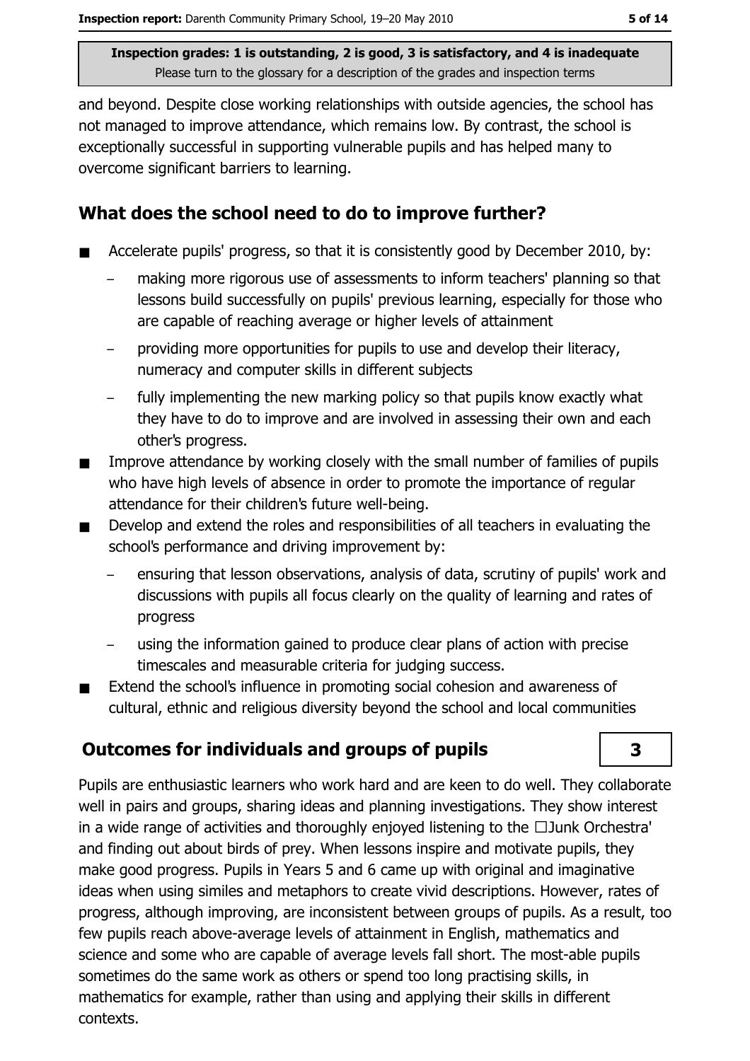and beyond. Despite close working relationships with outside agencies, the school has not managed to improve attendance, which remains low. By contrast, the school is exceptionally successful in supporting vulnerable pupils and has helped many to overcome significant barriers to learning.

## What does the school need to do to improve further?

- Accelerate pupils' progress, so that it is consistently good by December 2010, by:
  - making more rigorous use of assessments to inform teachers' planning so that lessons build successfully on pupils' previous learning, especially for those who are capable of reaching average or higher levels of attainment
  - providing more opportunities for pupils to use and develop their literacy, numeracy and computer skills in different subjects
  - fully implementing the new marking policy so that pupils know exactly what they have to do to improve and are involved in assessing their own and each other's progress.
- Improve attendance by working closely with the small number of families of pupils who have high levels of absence in order to promote the importance of regular attendance for their children's future well-being.
- Develop and extend the roles and responsibilities of all teachers in evaluating the school's performance and driving improvement by:
  - ensuring that lesson observations, analysis of data, scrutiny of pupils' work and discussions with pupils all focus clearly on the quality of learning and rates of progress
  - using the information gained to produce clear plans of action with precise timescales and measurable criteria for judging success.
- Extend the school's influence in promoting social cohesion and awareness of cultural, ethnic and religious diversity beyond the school and local communities

## Outcomes for individuals and groups of pupils — 3

Pupils are enthusiastic learners who work hard and are keen to do well. They collaborate well in pairs and groups, sharing ideas and planning investigations. They show interest in a wide range of activities and thoroughly enjoyed listening to the 'Junk Orchestra' and finding out about birds of prey. When lessons inspire and motivate pupils, they make good progress. Pupils in Years 5 and 6 came up with original and imaginative ideas when using similes and metaphors to create vivid descriptions. However, rates of progress, although improving, are inconsistent between groups of pupils. As a result, too few pupils reach above-average levels of attainment in English, mathematics and science and some who are capable of average levels fall short. The most-able pupils sometimes do the same work as others or spend too long practising skills, in mathematics for example, rather than using and applying their skills in different contexts.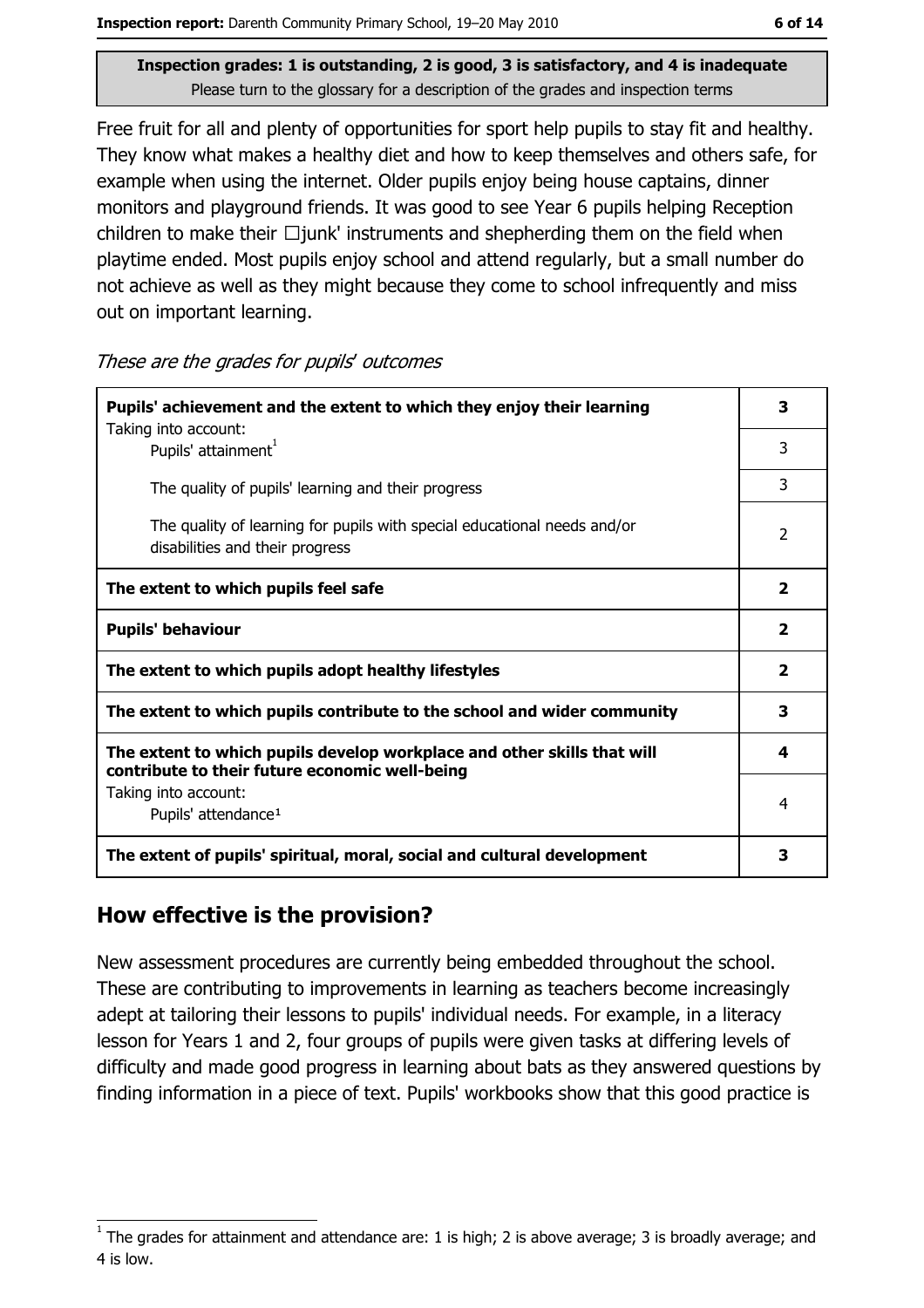Inspection grades: 1 is outstanding, 2 is good, 3 is satisfactory, and 4 is inadequate
Please turn to the glossary for a description of the grades and inspection terms

Free fruit for all and plenty of opportunities for sport help pupils to stay fit and healthy. They know what makes a healthy diet and how to keep themselves and others safe, for example when using the internet. Older pupils enjoy being house captains, dinner monitors and playground friends. It was good to see Year 6 pupils helping Reception children to make their 'junk' instruments and shepherding them on the field when playtime ended. Most pupils enjoy school and attend regularly, but a small number do not achieve as well as they might because they come to school infrequently and miss out on important learning.

*These are the grades for pupils' outcomes*

| | |
|---|---|
| **Pupils' achievement and the extent to which they enjoy their learning** Taking into account: | **3** |
| Pupils' attainment[1] | 3 |
| The quality of pupils' learning and their progress | 3 |
| The quality of learning for pupils with special educational needs and/or disabilities and their progress | 2 |
| **The extent to which pupils feel safe** | **2** |
| **Pupils' behaviour** | **2** |
| **The extent to which pupils adopt healthy lifestyles** | **2** |
| **The extent to which pupils contribute to the school and wider community** | **3** |
| **The extent to which pupils develop workplace and other skills that will contribute to their future economic well-being** | **4** |
| Taking into account: Pupils' attendance[1] | 4 |
| **The extent of pupils' spiritual, moral, social and cultural development** | **3** |

## How effective is the provision?

New assessment procedures are currently being embedded throughout the school. These are contributing to improvements in learning as teachers become increasingly adept at tailoring their lessons to pupils' individual needs. For example, in a literacy lesson for Years 1 and 2, four groups of pupils were given tasks at differing levels of difficulty and made good progress in learning about bats as they answered questions by finding information in a piece of text. Pupils' workbooks show that this good practice is

[1] The grades for attainment and attendance are: 1 is high; 2 is above average; 3 is broadly average; and 4 is low.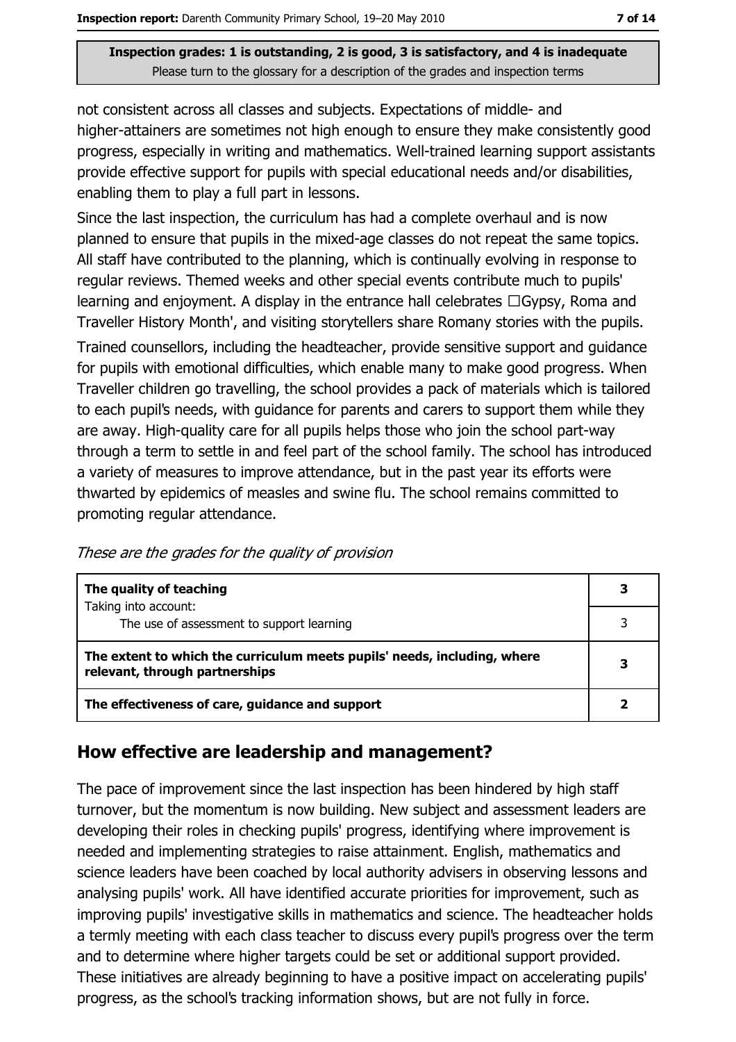Inspection grades: 1 is outstanding, 2 is good, 3 is satisfactory, and 4 is inadequate
Please turn to the glossary for a description of the grades and inspection terms

not consistent across all classes and subjects. Expectations of middle- and higher-attainers are sometimes not high enough to ensure they make consistently good progress, especially in writing and mathematics. Well-trained learning support assistants provide effective support for pupils with special educational needs and/or disabilities, enabling them to play a full part in lessons.

Since the last inspection, the curriculum has had a complete overhaul and is now planned to ensure that pupils in the mixed-age classes do not repeat the same topics. All staff have contributed to the planning, which is continually evolving in response to regular reviews. Themed weeks and other special events contribute much to pupils' learning and enjoyment. A display in the entrance hall celebrates 'Gypsy, Roma and Traveller History Month', and visiting storytellers share Romany stories with the pupils.

Trained counsellors, including the headteacher, provide sensitive support and guidance for pupils with emotional difficulties, which enable many to make good progress. When Traveller children go travelling, the school provides a pack of materials which is tailored to each pupil's needs, with guidance for parents and carers to support them while they are away. High-quality care for all pupils helps those who join the school part-way through a term to settle in and feel part of the school family. The school has introduced a variety of measures to improve attendance, but in the past year its efforts were thwarted by epidemics of measles and swine flu. The school remains committed to promoting regular attendance.

*These are the grades for the quality of provision*

| | |
|---|---|
| **The quality of teaching**<br>Taking into account: | **3** |
| The use of assessment to support learning | 3 |
| **The extent to which the curriculum meets pupils' needs, including, where relevant, through partnerships** | **3** |
| **The effectiveness of care, guidance and support** | **2** |

## How effective are leadership and management?

The pace of improvement since the last inspection has been hindered by high staff turnover, but the momentum is now building. New subject and assessment leaders are developing their roles in checking pupils' progress, identifying where improvement is needed and implementing strategies to raise attainment. English, mathematics and science leaders have been coached by local authority advisers in observing lessons and analysing pupils' work. All have identified accurate priorities for improvement, such as improving pupils' investigative skills in mathematics and science. The headteacher holds a termly meeting with each class teacher to discuss every pupil's progress over the term and to determine where higher targets could be set or additional support provided. These initiatives are already beginning to have a positive impact on accelerating pupils' progress, as the school's tracking information shows, but are not fully in force.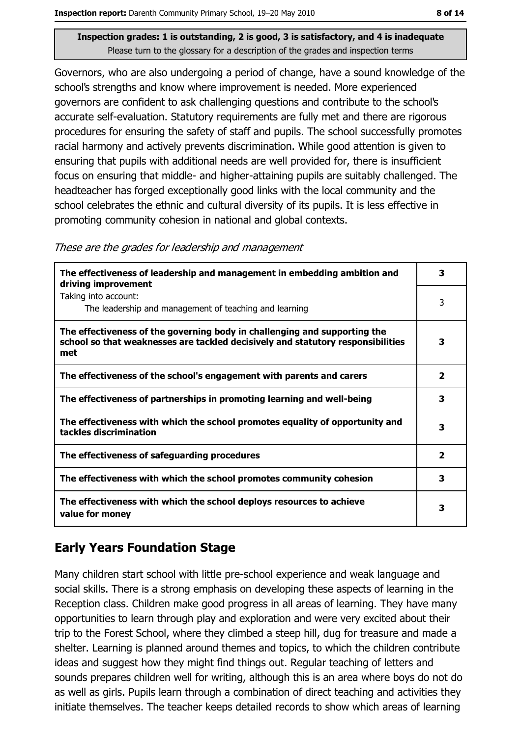**Inspection grades: 1 is outstanding, 2 is good, 3 is satisfactory, and 4 is inadequate**
Please turn to the glossary for a description of the grades and inspection terms

Governors, who are also undergoing a period of change, have a sound knowledge of the school's strengths and know where improvement is needed. More experienced governors are confident to ask challenging questions and contribute to the school's accurate self-evaluation. Statutory requirements are fully met and there are rigorous procedures for ensuring the safety of staff and pupils. The school successfully promotes racial harmony and actively prevents discrimination. While good attention is given to ensuring that pupils with additional needs are well provided for, there is insufficient focus on ensuring that middle- and higher-attaining pupils are suitably challenged. The headteacher has forged exceptionally good links with the local community and the school celebrates the ethnic and cultural diversity of its pupils. It is less effective in promoting community cohesion in national and global contexts.

*These are the grades for leadership and management*

| | |
|---|---|
| **The effectiveness of leadership and management in embedding ambition and driving improvement** | **3** |
| Taking into account: The leadership and management of teaching and learning | 3 |
| **The effectiveness of the governing body in challenging and supporting the school so that weaknesses are tackled decisively and statutory responsibilities met** | **3** |
| **The effectiveness of the school's engagement with parents and carers** | **2** |
| **The effectiveness of partnerships in promoting learning and well-being** | **3** |
| **The effectiveness with which the school promotes equality of opportunity and tackles discrimination** | **3** |
| **The effectiveness of safeguarding procedures** | **2** |
| **The effectiveness with which the school promotes community cohesion** | **3** |
| **The effectiveness with which the school deploys resources to achieve value for money** | **3** |

## Early Years Foundation Stage

Many children start school with little pre-school experience and weak language and social skills. There is a strong emphasis on developing these aspects of learning in the Reception class. Children make good progress in all areas of learning. They have many opportunities to learn through play and exploration and were very excited about their trip to the Forest School, where they climbed a steep hill, dug for treasure and made a shelter. Learning is planned around themes and topics, to which the children contribute ideas and suggest how they might find things out. Regular teaching of letters and sounds prepares children well for writing, although this is an area where boys do not do as well as girls. Pupils learn through a combination of direct teaching and activities they initiate themselves. The teacher keeps detailed records to show which areas of learning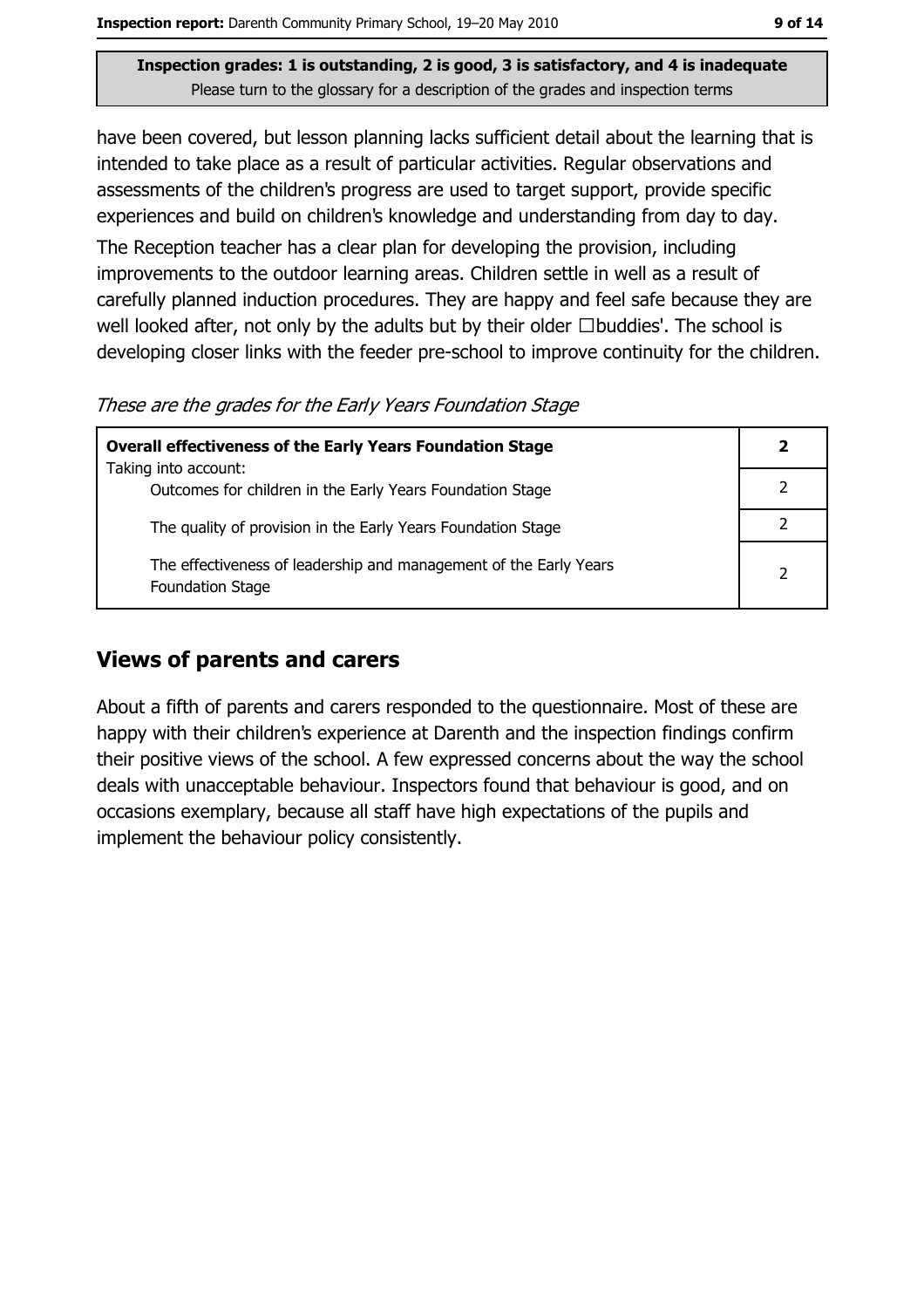**Inspection grades: 1 is outstanding, 2 is good, 3 is satisfactory, and 4 is inadequate**
Please turn to the glossary for a description of the grades and inspection terms

have been covered, but lesson planning lacks sufficient detail about the learning that is intended to take place as a result of particular activities. Regular observations and assessments of the children's progress are used to target support, provide specific experiences and build on children's knowledge and understanding from day to day.

The Reception teacher has a clear plan for developing the provision, including improvements to the outdoor learning areas. Children settle in well as a result of carefully planned induction procedures. They are happy and feel safe because they are well looked after, not only by the adults but by their older 'buddies'. The school is developing closer links with the feeder pre-school to improve continuity for the children.

*These are the grades for the Early Years Foundation Stage*

| **Overall effectiveness of the Early Years Foundation Stage** | **2** |
|---|---|
| Taking into account: Outcomes for children in the Early Years Foundation Stage | 2 |
| The quality of provision in the Early Years Foundation Stage | 2 |
| The effectiveness of leadership and management of the Early Years Foundation Stage | 2 |

## Views of parents and carers

About a fifth of parents and carers responded to the questionnaire. Most of these are happy with their children's experience at Darenth and the inspection findings confirm their positive views of the school. A few expressed concerns about the way the school deals with unacceptable behaviour. Inspectors found that behaviour is good, and on occasions exemplary, because all staff have high expectations of the pupils and implement the behaviour policy consistently.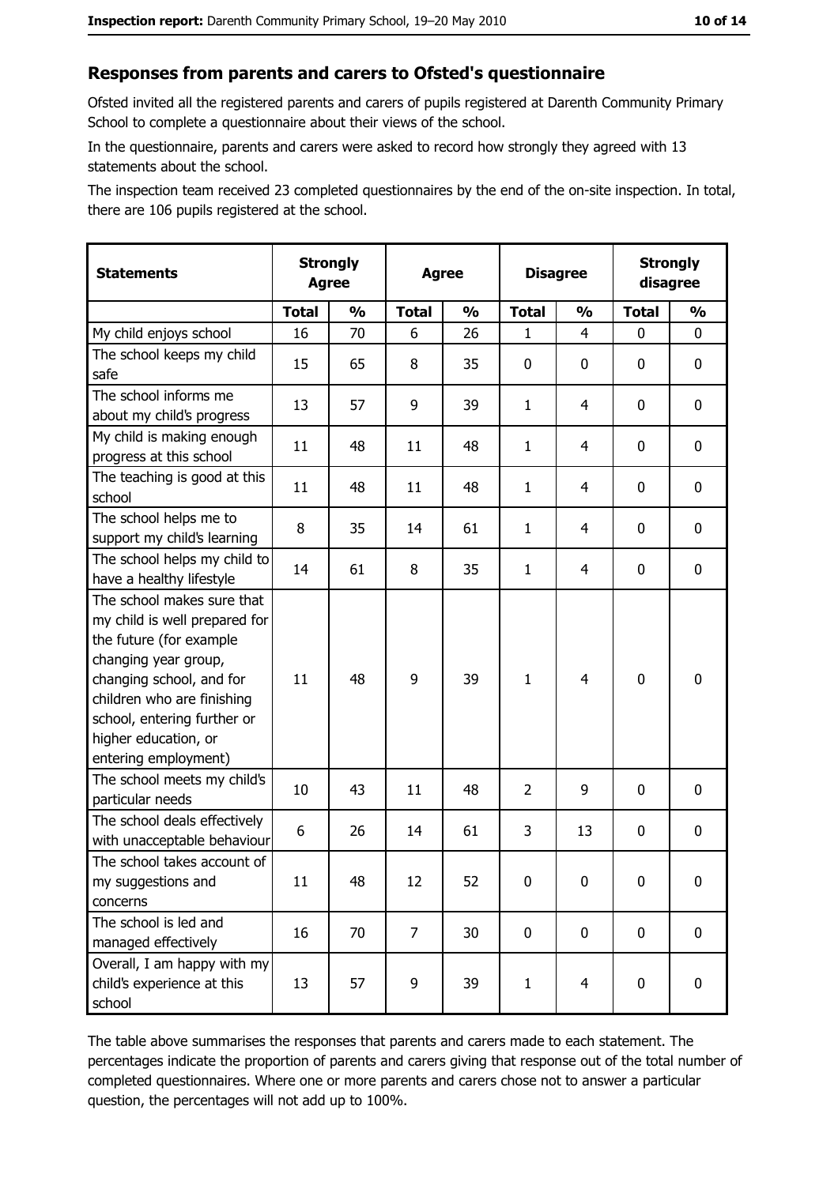## Responses from parents and carers to Ofsted's questionnaire

Ofsted invited all the registered parents and carers of pupils registered at Darenth Community Primary School to complete a questionnaire about their views of the school.

In the questionnaire, parents and carers were asked to record how strongly they agreed with 13 statements about the school.

The inspection team received 23 completed questionnaires by the end of the on-site inspection. In total, there are 106 pupils registered at the school.

| Statements | Strongly Agree | | Agree | | Disagree | | Strongly disagree | |
|---|---|---|---|---|---|---|---|---|
| | Total | % | Total | % | Total | % | Total | % |
| My child enjoys school | 16 | 70 | 6 | 26 | 1 | 4 | 0 | 0 |
| The school keeps my child safe | 15 | 65 | 8 | 35 | 0 | 0 | 0 | 0 |
| The school informs me about my child's progress | 13 | 57 | 9 | 39 | 1 | 4 | 0 | 0 |
| My child is making enough progress at this school | 11 | 48 | 11 | 48 | 1 | 4 | 0 | 0 |
| The teaching is good at this school | 11 | 48 | 11 | 48 | 1 | 4 | 0 | 0 |
| The school helps me to support my child's learning | 8 | 35 | 14 | 61 | 1 | 4 | 0 | 0 |
| The school helps my child to have a healthy lifestyle | 14 | 61 | 8 | 35 | 1 | 4 | 0 | 0 |
| The school makes sure that my child is well prepared for the future (for example changing year group, changing school, and for children who are finishing school, entering further or higher education, or entering employment) | 11 | 48 | 9 | 39 | 1 | 4 | 0 | 0 |
| The school meets my child's particular needs | 10 | 43 | 11 | 48 | 2 | 9 | 0 | 0 |
| The school deals effectively with unacceptable behaviour | 6 | 26 | 14 | 61 | 3 | 13 | 0 | 0 |
| The school takes account of my suggestions and concerns | 11 | 48 | 12 | 52 | 0 | 0 | 0 | 0 |
| The school is led and managed effectively | 16 | 70 | 7 | 30 | 0 | 0 | 0 | 0 |
| Overall, I am happy with my child's experience at this school | 13 | 57 | 9 | 39 | 1 | 4 | 0 | 0 |

The table above summarises the responses that parents and carers made to each statement. The percentages indicate the proportion of parents and carers giving that response out of the total number of completed questionnaires. Where one or more parents and carers chose not to answer a particular question, the percentages will not add up to 100%.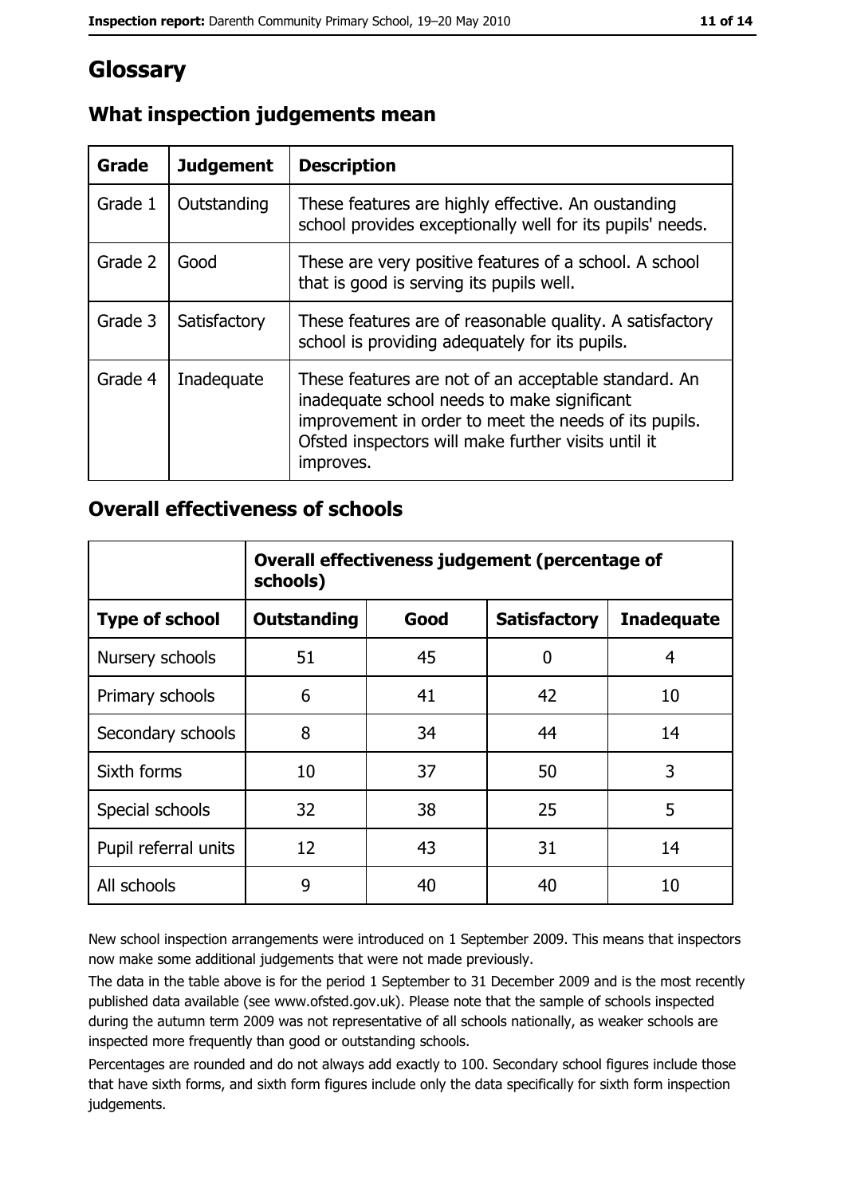# Glossary

## What inspection judgements mean

| Grade | Judgement | Description |
|---|---|---|
| Grade 1 | Outstanding | These features are highly effective. An oustanding school provides exceptionally well for its pupils' needs. |
| Grade 2 | Good | These are very positive features of a school. A school that is good is serving its pupils well. |
| Grade 3 | Satisfactory | These features are of reasonable quality. A satisfactory school is providing adequately for its pupils. |
| Grade 4 | Inadequate | These features are not of an acceptable standard. An inadequate school needs to make significant improvement in order to meet the needs of its pupils. Ofsted inspectors will make further visits until it improves. |

## Overall effectiveness of schools

| | Overall effectiveness judgement (percentage of schools) | | | |
|---|---|---|---|---|
| **Type of school** | **Outstanding** | **Good** | **Satisfactory** | **Inadequate** |
| Nursery schools | 51 | 45 | 0 | 4 |
| Primary schools | 6 | 41 | 42 | 10 |
| Secondary schools | 8 | 34 | 44 | 14 |
| Sixth forms | 10 | 37 | 50 | 3 |
| Special schools | 32 | 38 | 25 | 5 |
| Pupil referral units | 12 | 43 | 31 | 14 |
| All schools | 9 | 40 | 40 | 10 |

New school inspection arrangements were introduced on 1 September 2009. This means that inspectors now make some additional judgements that were not made previously.

The data in the table above is for the period 1 September to 31 December 2009 and is the most recently published data available (see www.ofsted.gov.uk). Please note that the sample of schools inspected during the autumn term 2009 was not representative of all schools nationally, as weaker schools are inspected more frequently than good or outstanding schools.

Percentages are rounded and do not always add exactly to 100. Secondary school figures include those that have sixth forms, and sixth form figures include only the data specifically for sixth form inspection judgements.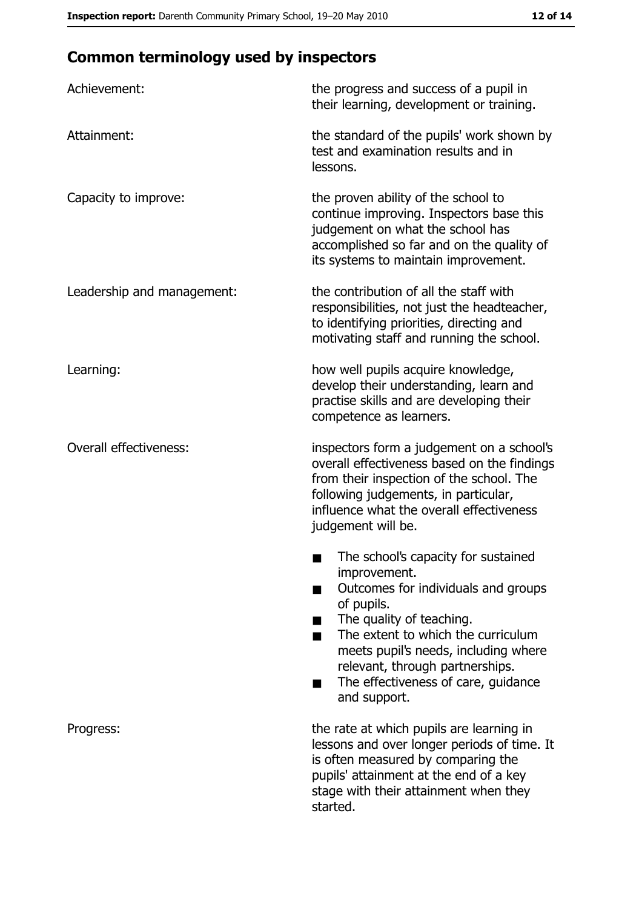## Common terminology used by inspectors

**Achievement:** the progress and success of a pupil in their learning, development or training.

**Attainment:** the standard of the pupils' work shown by test and examination results and in lessons.

**Capacity to improve:** the proven ability of the school to continue improving. Inspectors base this judgement on what the school has accomplished so far and on the quality of its systems to maintain improvement.

**Leadership and management:** the contribution of all the staff with responsibilities, not just the headteacher, to identifying priorities, directing and motivating staff and running the school.

**Learning:** how well pupils acquire knowledge, develop their understanding, learn and practise skills and are developing their competence as learners.

**Overall effectiveness:** inspectors form a judgement on a school's overall effectiveness based on the findings from their inspection of the school. The following judgements, in particular, influence what the overall effectiveness judgement will be.

- The school's capacity for sustained improvement.
- Outcomes for individuals and groups of pupils.
- The quality of teaching.
- The extent to which the curriculum meets pupil's needs, including where relevant, through partnerships.
- The effectiveness of care, guidance and support.

**Progress:** the rate at which pupils are learning in lessons and over longer periods of time. It is often measured by comparing the pupils' attainment at the end of a key stage with their attainment when they started.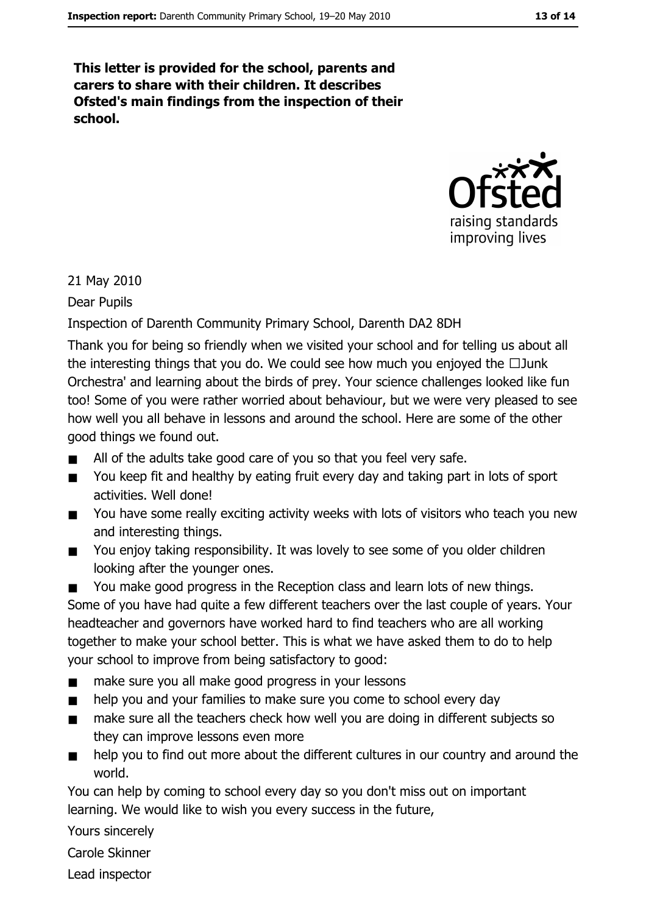**This letter is provided for the school, parents and carers to share with their children. It describes Ofsted's main findings from the inspection of their school.**

21 May 2010

Dear Pupils

Inspection of Darenth Community Primary School, Darenth DA2 8DH

Thank you for being so friendly when we visited your school and for telling us about all the interesting things that you do. We could see how much you enjoyed the 'Junk Orchestra' and learning about the birds of prey. Your science challenges looked like fun too! Some of you were rather worried about behaviour, but we were very pleased to see how well you all behave in lessons and around the school. Here are some of the other good things we found out.

- All of the adults take good care of you so that you feel very safe.
- You keep fit and healthy by eating fruit every day and taking part in lots of sport activities. Well done!
- You have some really exciting activity weeks with lots of visitors who teach you new and interesting things.
- You enjoy taking responsibility. It was lovely to see some of you older children looking after the younger ones.
- You make good progress in the Reception class and learn lots of new things.

Some of you have had quite a few different teachers over the last couple of years. Your headteacher and governors have worked hard to find teachers who are all working together to make your school better. This is what we have asked them to do to help your school to improve from being satisfactory to good:

- make sure you all make good progress in your lessons
- help you and your families to make sure you come to school every day
- make sure all the teachers check how well you are doing in different subjects so they can improve lessons even more
- help you to find out more about the different cultures in our country and around the world.

You can help by coming to school every day so you don't miss out on important learning. We would like to wish you every success in the future,

Yours sincerely

Carole Skinner

Lead inspector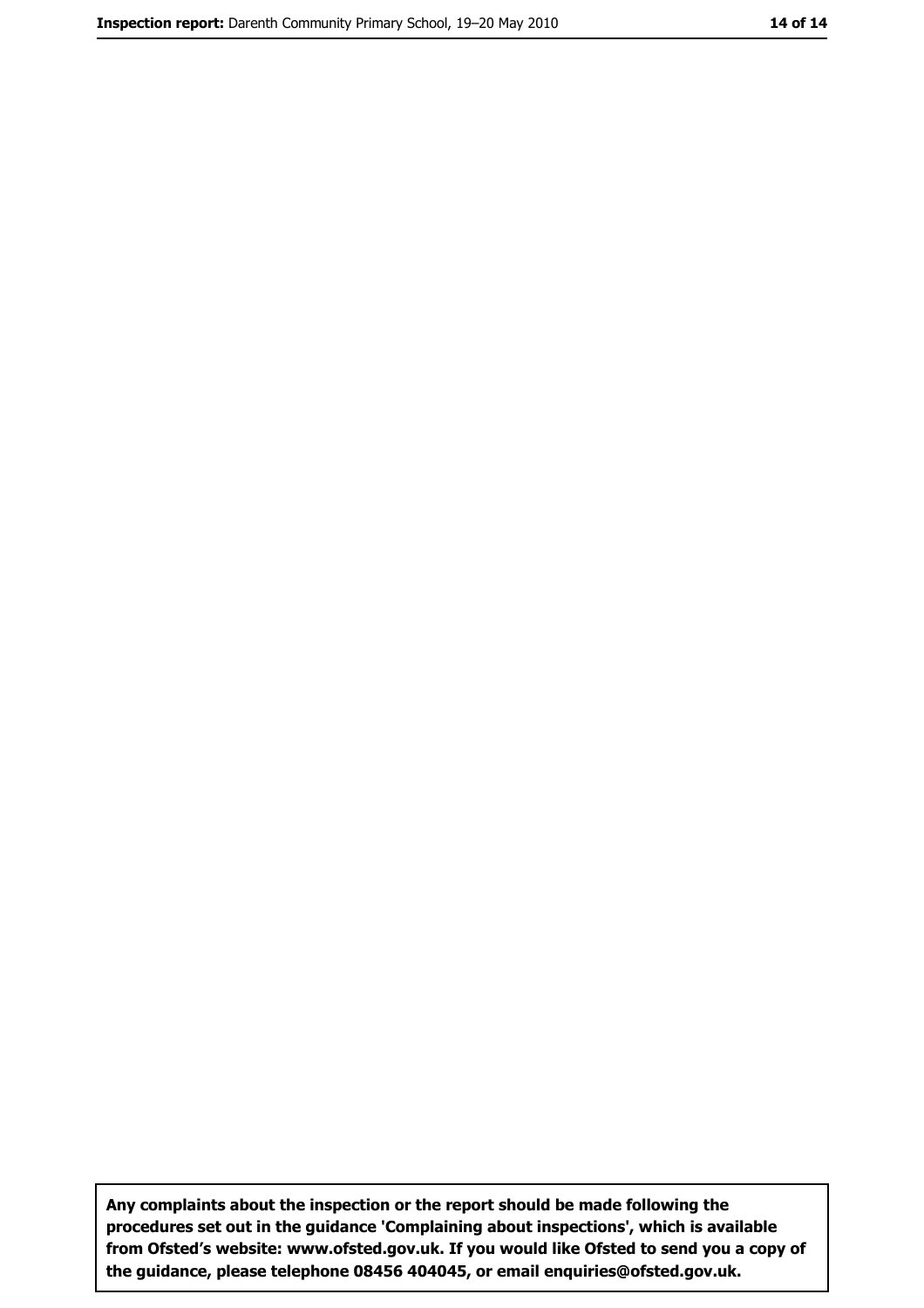**Any complaints about the inspection or the report should be made following the procedures set out in the guidance 'Complaining about inspections', which is available from Ofsted's website: www.ofsted.gov.uk. If you would like Ofsted to send you a copy of the guidance, please telephone 08456 404045, or email enquiries@ofsted.gov.uk.**